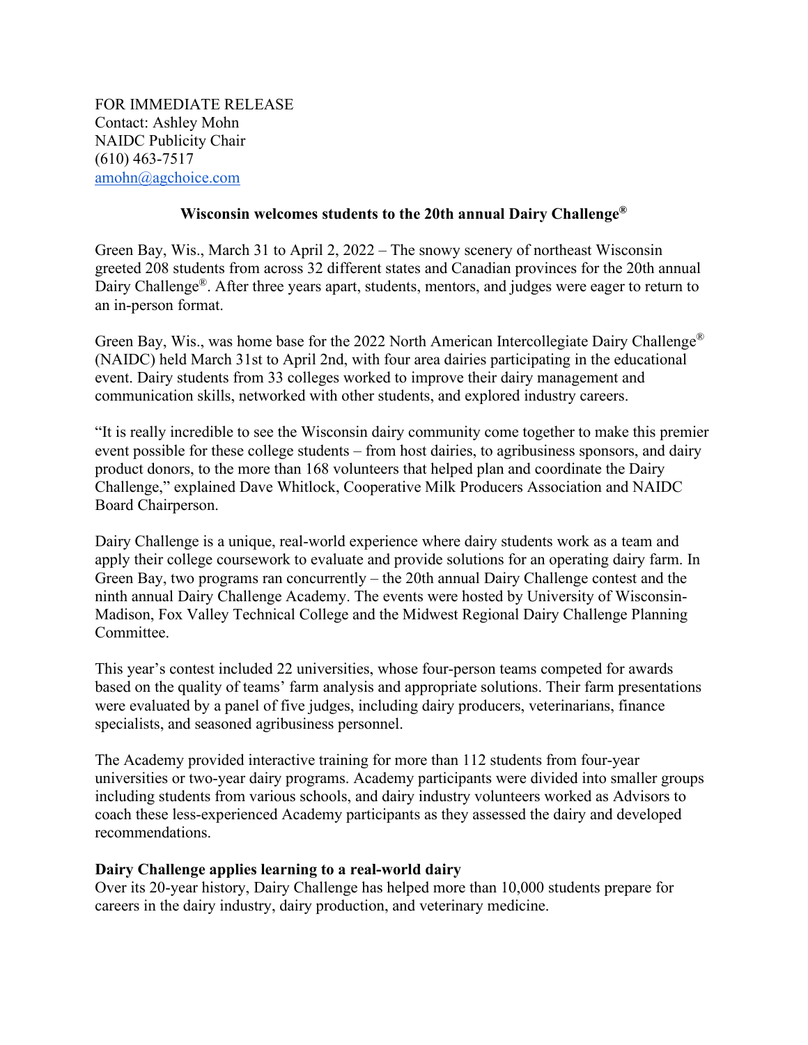FOR IMMEDIATE RELEASE
Contact: Ashley Mohn
NAIDC Publicity Chair
(610) 463-7517
amohn@agchoice.com

**Wisconsin welcomes students to the 20th annual Dairy Challenge®**

Green Bay, Wis., March 31 to April 2, 2022 – The snowy scenery of northeast Wisconsin greeted 208 students from across 32 different states and Canadian provinces for the 20th annual Dairy Challenge®. After three years apart, students, mentors, and judges were eager to return to an in-person format.

Green Bay, Wis., was home base for the 2022 North American Intercollegiate Dairy Challenge® (NAIDC) held March 31st to April 2nd, with four area dairies participating in the educational event. Dairy students from 33 colleges worked to improve their dairy management and communication skills, networked with other students, and explored industry careers.

"It is really incredible to see the Wisconsin dairy community come together to make this premier event possible for these college students – from host dairies, to agribusiness sponsors, and dairy product donors, to the more than 168 volunteers that helped plan and coordinate the Dairy Challenge," explained Dave Whitlock, Cooperative Milk Producers Association and NAIDC Board Chairperson.

Dairy Challenge is a unique, real-world experience where dairy students work as a team and apply their college coursework to evaluate and provide solutions for an operating dairy farm. In Green Bay, two programs ran concurrently – the 20th annual Dairy Challenge contest and the ninth annual Dairy Challenge Academy. The events were hosted by University of Wisconsin-Madison, Fox Valley Technical College and the Midwest Regional Dairy Challenge Planning Committee.

This year's contest included 22 universities, whose four-person teams competed for awards based on the quality of teams' farm analysis and appropriate solutions. Their farm presentations were evaluated by a panel of five judges, including dairy producers, veterinarians, finance specialists, and seasoned agribusiness personnel.

The Academy provided interactive training for more than 112 students from four-year universities or two-year dairy programs. Academy participants were divided into smaller groups including students from various schools, and dairy industry volunteers worked as Advisors to coach these less-experienced Academy participants as they assessed the dairy and developed recommendations.

**Dairy Challenge applies learning to a real-world dairy**

Over its 20-year history, Dairy Challenge has helped more than 10,000 students prepare for careers in the dairy industry, dairy production, and veterinary medicine.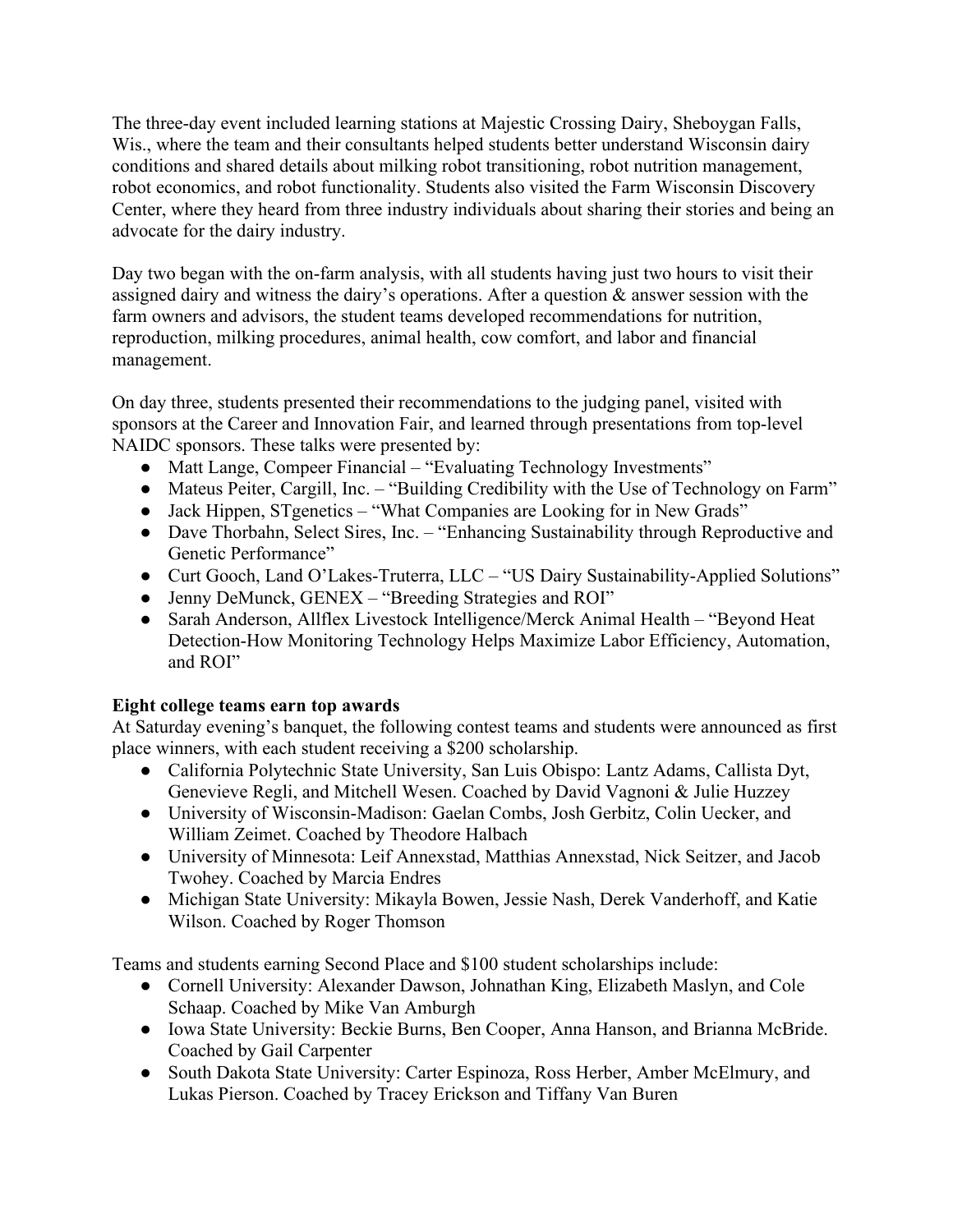The three-day event included learning stations at Majestic Crossing Dairy, Sheboygan Falls, Wis., where the team and their consultants helped students better understand Wisconsin dairy conditions and shared details about milking robot transitioning, robot nutrition management, robot economics, and robot functionality. Students also visited the Farm Wisconsin Discovery Center, where they heard from three industry individuals about sharing their stories and being an advocate for the dairy industry.

Day two began with the on-farm analysis, with all students having just two hours to visit their assigned dairy and witness the dairy's operations. After a question & answer session with the farm owners and advisors, the student teams developed recommendations for nutrition, reproduction, milking procedures, animal health, cow comfort, and labor and financial management.

On day three, students presented their recommendations to the judging panel, visited with sponsors at the Career and Innovation Fair, and learned through presentations from top-level NAIDC sponsors. These talks were presented by:

- Matt Lange, Compeer Financial – "Evaluating Technology Investments"
- Mateus Peiter, Cargill, Inc. – "Building Credibility with the Use of Technology on Farm"
- Jack Hippen, STgenetics – "What Companies are Looking for in New Grads"
- Dave Thorbahn, Select Sires, Inc. – "Enhancing Sustainability through Reproductive and Genetic Performance"
- Curt Gooch, Land O'Lakes-Truterra, LLC – "US Dairy Sustainability-Applied Solutions"
- Jenny DeMunck, GENEX – "Breeding Strategies and ROI"
- Sarah Anderson, Allflex Livestock Intelligence/Merck Animal Health – "Beyond Heat Detection-How Monitoring Technology Helps Maximize Labor Efficiency, Automation, and ROI"

**Eight college teams earn top awards**

At Saturday evening's banquet, the following contest teams and students were announced as first place winners, with each student receiving a $200 scholarship.

- California Polytechnic State University, San Luis Obispo: Lantz Adams, Callista Dyt, Genevieve Regli, and Mitchell Wesen. Coached by David Vagnoni & Julie Huzzey
- University of Wisconsin-Madison: Gaelan Combs, Josh Gerbitz, Colin Uecker, and William Zeimet. Coached by Theodore Halbach
- University of Minnesota: Leif Annexstad, Matthias Annexstad, Nick Seitzer, and Jacob Twohey. Coached by Marcia Endres
- Michigan State University: Mikayla Bowen, Jessie Nash, Derek Vanderhoff, and Katie Wilson. Coached by Roger Thomson

Teams and students earning Second Place and $100 student scholarships include:

- Cornell University: Alexander Dawson, Johnathan King, Elizabeth Maslyn, and Cole Schaap. Coached by Mike Van Amburgh
- Iowa State University: Beckie Burns, Ben Cooper, Anna Hanson, and Brianna McBride. Coached by Gail Carpenter
- South Dakota State University: Carter Espinoza, Ross Herber, Amber McElmury, and Lukas Pierson. Coached by Tracey Erickson and Tiffany Van Buren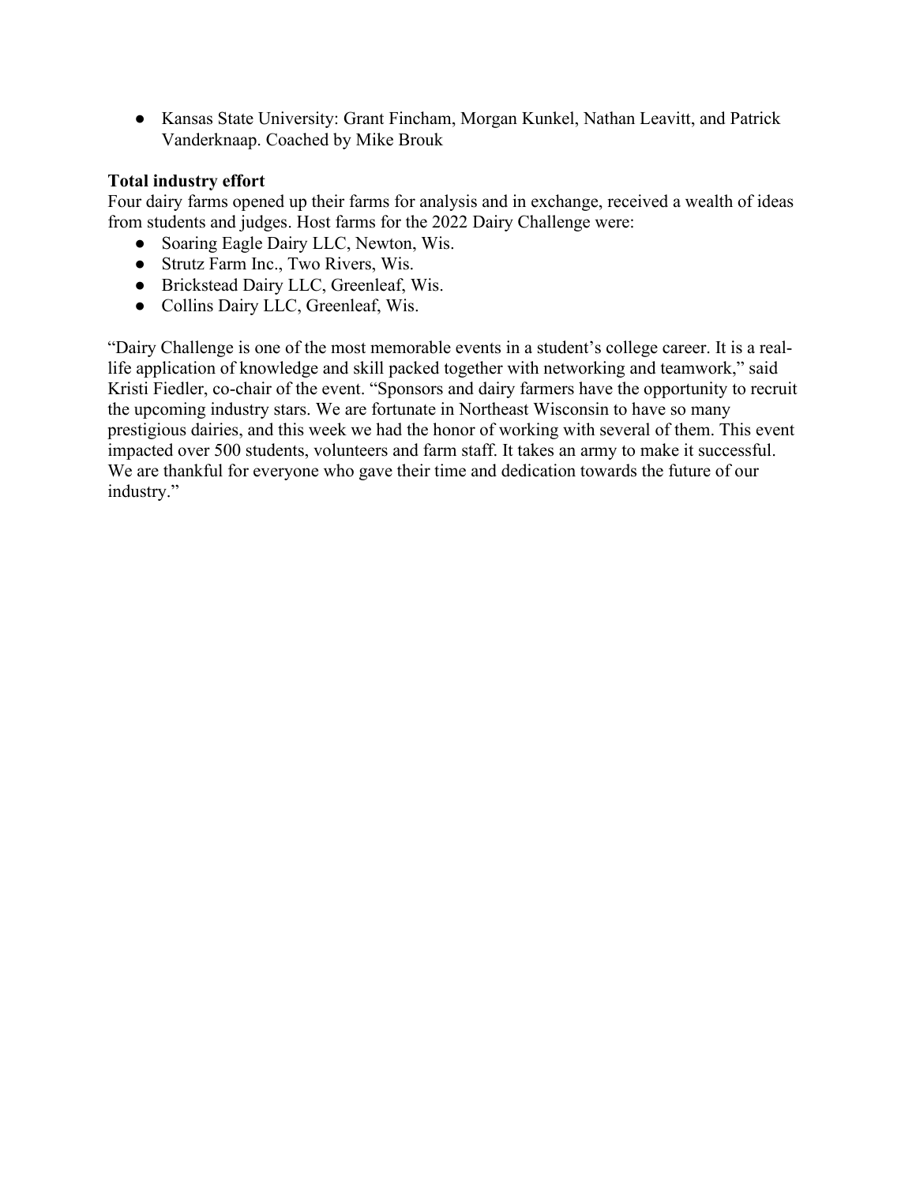- Kansas State University: Grant Fincham, Morgan Kunkel, Nathan Leavitt, and Patrick Vanderknaap. Coached by Mike Brouk

**Total industry effort**

Four dairy farms opened up their farms for analysis and in exchange, received a wealth of ideas from students and judges. Host farms for the 2022 Dairy Challenge were:

- Soaring Eagle Dairy LLC, Newton, Wis.
- Strutz Farm Inc., Two Rivers, Wis.
- Brickstead Dairy LLC, Greenleaf, Wis.
- Collins Dairy LLC, Greenleaf, Wis.

"Dairy Challenge is one of the most memorable events in a student's college career. It is a real-life application of knowledge and skill packed together with networking and teamwork," said Kristi Fiedler, co-chair of the event. "Sponsors and dairy farmers have the opportunity to recruit the upcoming industry stars. We are fortunate in Northeast Wisconsin to have so many prestigious dairies, and this week we had the honor of working with several of them. This event impacted over 500 students, volunteers and farm staff. It takes an army to make it successful. We are thankful for everyone who gave their time and dedication towards the future of our industry."